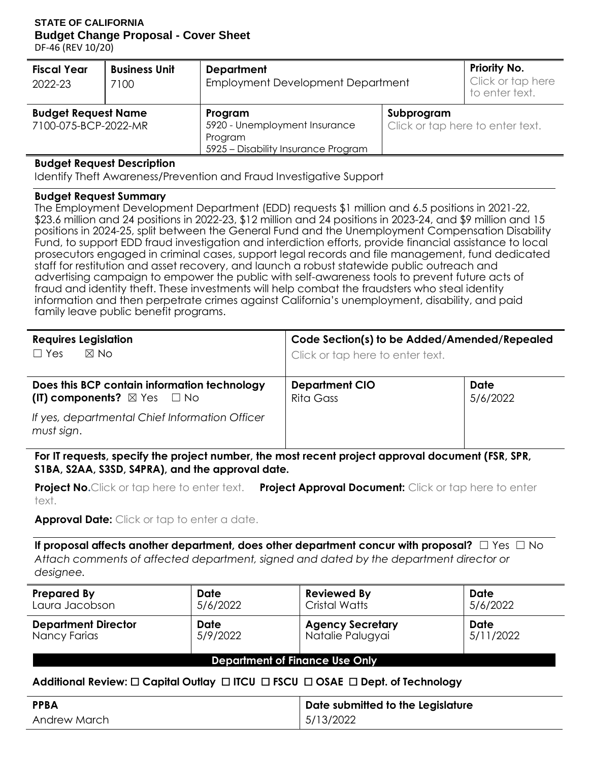**STATE OF CALIFORNIA**
**Budget Change Proposal - Cover Sheet**
DF-46 (REV 10/20)

| **Fiscal Year** | **Business Unit** | **Department** | | **Priority No.** |
|---|---|---|---|---|
| 2022-23 | 7100 | Employment Development Department | | Click or tap here to enter text. |

| **Budget Request Name** | **Program** | **Subprogram** |
|---|---|---|
| 7100-075-BCP-2022-MR | 5920 - Unemployment Insurance Program<br>5925 – Disability Insurance Program | Click or tap here to enter text. |

**Budget Request Description**
Identify Theft Awareness/Prevention and Fraud Investigative Support

**Budget Request Summary**
The Employment Development Department (EDD) requests $1 million and 6.5 positions in 2021-22, $23.6 million and 24 positions in 2022-23, $12 million and 24 positions in 2023-24, and $9 million and 15 positions in 2024-25, split between the General Fund and the Unemployment Compensation Disability Fund, to support EDD fraud investigation and interdiction efforts, provide financial assistance to local prosecutors engaged in criminal cases, support legal records and file management, fund dedicated staff for restitution and asset recovery, and launch a robust statewide public outreach and advertising campaign to empower the public with self-awareness tools to prevent future acts of fraud and identity theft. These investments will help combat the fraudsters who steal identity information and then perpetrate crimes against California's unemployment, disability, and paid family leave public benefit programs.

| **Requires Legislation** | **Code Section(s) to be Added/Amended/Repealed** | |
|---|---|---|
| ☐ Yes ☒ No | Click or tap here to enter text. | |
| **Does this BCP contain information technology (IT) components?** ☒ Yes ☐ No<br>*If yes, departmental Chief Information Officer must sign.* | **Department CIO**<br>Rita Gass | **Date**<br>5/6/2022 |

**For IT requests, specify the project number, the most recent project approval document (FSR, SPR, S1BA, S2AA, S3SD, S4PRA), and the approval date.**

**Project No.** Click or tap here to enter text. **Project Approval Document:** Click or tap here to enter text.

**Approval Date:** Click or tap to enter a date.

**If proposal affects another department, does other department concur with proposal?** ☐ Yes ☐ No
*Attach comments of affected department, signed and dated by the department director or designee.*

| **Prepared By** | **Date** | **Reviewed By** | **Date** |
|---|---|---|---|
| Laura Jacobson | 5/6/2022 | Cristal Watts | 5/6/2022 |
| **Department Director** | **Date** | **Agency Secretary** | **Date** |
| Nancy Farias | 5/9/2022 | Natalie Palugyai | 5/11/2022 |

**Department of Finance Use Only**

**Additional Review:** ☐ **Capital Outlay** ☐ **ITCU** ☐ **FSCU** ☐ **OSAE** ☐ **Dept. of Technology**

| **PPBA** | **Date submitted to the Legislature** |
|---|---|
| Andrew March | 5/13/2022 |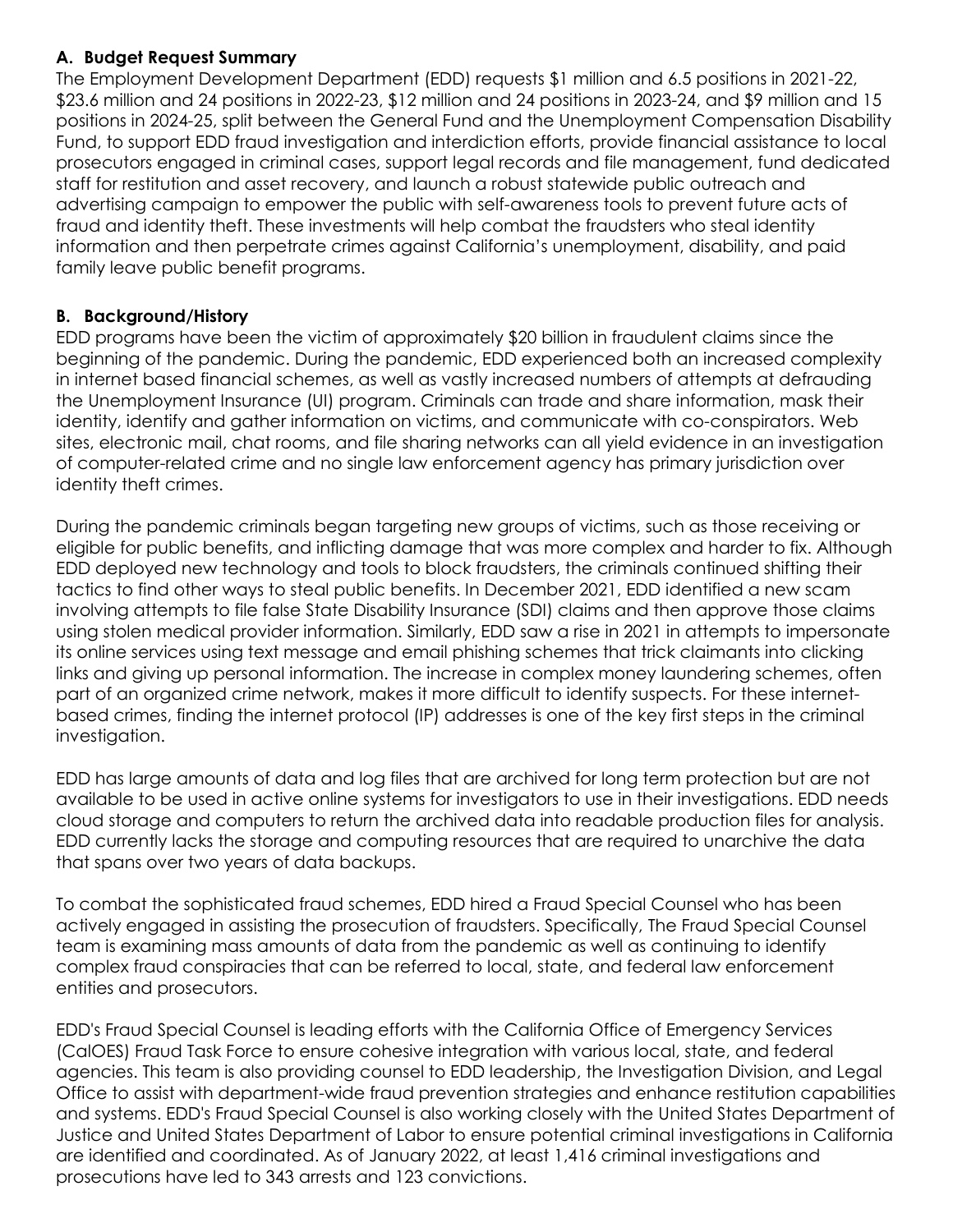### A. Budget Request Summary

The Employment Development Department (EDD) requests $1 million and 6.5 positions in 2021-22, $23.6 million and 24 positions in 2022-23, $12 million and 24 positions in 2023-24, and $9 million and 15 positions in 2024-25, split between the General Fund and the Unemployment Compensation Disability Fund, to support EDD fraud investigation and interdiction efforts, provide financial assistance to local prosecutors engaged in criminal cases, support legal records and file management, fund dedicated staff for restitution and asset recovery, and launch a robust statewide public outreach and advertising campaign to empower the public with self-awareness tools to prevent future acts of fraud and identity theft. These investments will help combat the fraudsters who steal identity information and then perpetrate crimes against California's unemployment, disability, and paid family leave public benefit programs.

### B. Background/History

EDD programs have been the victim of approximately $20 billion in fraudulent claims since the beginning of the pandemic. During the pandemic, EDD experienced both an increased complexity in internet based financial schemes, as well as vastly increased numbers of attempts at defrauding the Unemployment Insurance (UI) program. Criminals can trade and share information, mask their identity, identify and gather information on victims, and communicate with co-conspirators. Web sites, electronic mail, chat rooms, and file sharing networks can all yield evidence in an investigation of computer-related crime and no single law enforcement agency has primary jurisdiction over identity theft crimes.

During the pandemic criminals began targeting new groups of victims, such as those receiving or eligible for public benefits, and inflicting damage that was more complex and harder to fix. Although EDD deployed new technology and tools to block fraudsters, the criminals continued shifting their tactics to find other ways to steal public benefits. In December 2021, EDD identified a new scam involving attempts to file false State Disability Insurance (SDI) claims and then approve those claims using stolen medical provider information. Similarly, EDD saw a rise in 2021 in attempts to impersonate its online services using text message and email phishing schemes that trick claimants into clicking links and giving up personal information. The increase in complex money laundering schemes, often part of an organized crime network, makes it more difficult to identify suspects. For these internet-based crimes, finding the internet protocol (IP) addresses is one of the key first steps in the criminal investigation.

EDD has large amounts of data and log files that are archived for long term protection but are not available to be used in active online systems for investigators to use in their investigations. EDD needs cloud storage and computers to return the archived data into readable production files for analysis. EDD currently lacks the storage and computing resources that are required to unarchive the data that spans over two years of data backups.

To combat the sophisticated fraud schemes, EDD hired a Fraud Special Counsel who has been actively engaged in assisting the prosecution of fraudsters. Specifically, The Fraud Special Counsel team is examining mass amounts of data from the pandemic as well as continuing to identify complex fraud conspiracies that can be referred to local, state, and federal law enforcement entities and prosecutors.

EDD's Fraud Special Counsel is leading efforts with the California Office of Emergency Services (CalOES) Fraud Task Force to ensure cohesive integration with various local, state, and federal agencies. This team is also providing counsel to EDD leadership, the Investigation Division, and Legal Office to assist with department-wide fraud prevention strategies and enhance restitution capabilities and systems. EDD's Fraud Special Counsel is also working closely with the United States Department of Justice and United States Department of Labor to ensure potential criminal investigations in California are identified and coordinated. As of January 2022, at least 1,416 criminal investigations and prosecutions have led to 343 arrests and 123 convictions.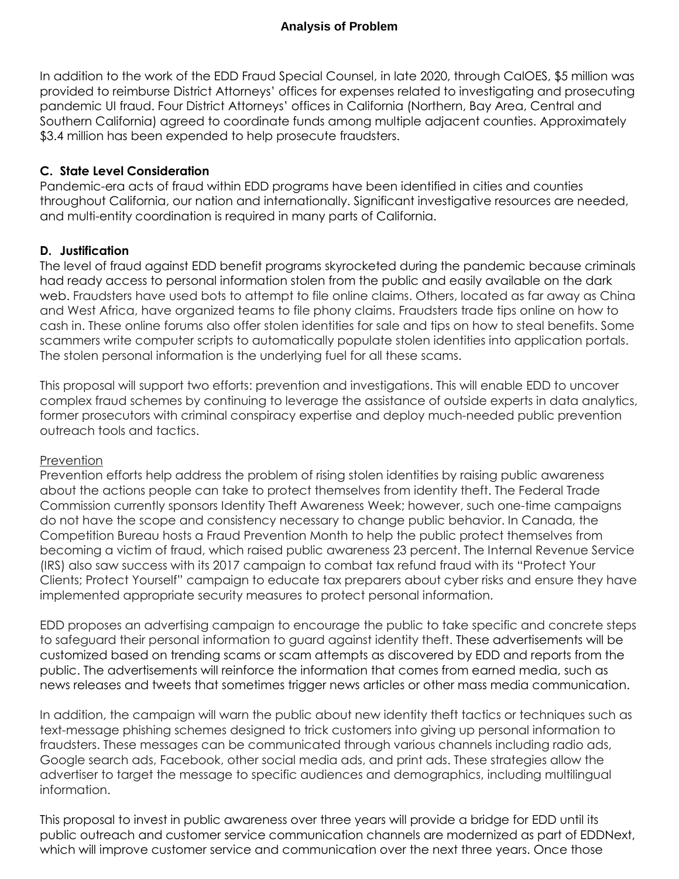## Analysis of Problem

In addition to the work of the EDD Fraud Special Counsel, in late 2020, through CalOES, $5 million was provided to reimburse District Attorneys' offices for expenses related to investigating and prosecuting pandemic UI fraud. Four District Attorneys' offices in California (Northern, Bay Area, Central and Southern California) agreed to coordinate funds among multiple adjacent counties. Approximately $3.4 million has been expended to help prosecute fraudsters.

### C. State Level Consideration

Pandemic-era acts of fraud within EDD programs have been identified in cities and counties throughout California, our nation and internationally. Significant investigative resources are needed, and multi-entity coordination is required in many parts of California.

### D. Justification

The level of fraud against EDD benefit programs skyrocketed during the pandemic because criminals had ready access to personal information stolen from the public and easily available on the dark web. Fraudsters have used bots to attempt to file online claims. Others, located as far away as China and West Africa, have organized teams to file phony claims. Fraudsters trade tips online on how to cash in. These online forums also offer stolen identities for sale and tips on how to steal benefits. Some scammers write computer scripts to automatically populate stolen identities into application portals. The stolen personal information is the underlying fuel for all these scams.

This proposal will support two efforts: prevention and investigations. This will enable EDD to uncover complex fraud schemes by continuing to leverage the assistance of outside experts in data analytics, former prosecutors with criminal conspiracy expertise and deploy much-needed public prevention outreach tools and tactics.

Prevention

Prevention efforts help address the problem of rising stolen identities by raising public awareness about the actions people can take to protect themselves from identity theft. The Federal Trade Commission currently sponsors Identity Theft Awareness Week; however, such one-time campaigns do not have the scope and consistency necessary to change public behavior. In Canada, the Competition Bureau hosts a Fraud Prevention Month to help the public protect themselves from becoming a victim of fraud, which raised public awareness 23 percent. The Internal Revenue Service (IRS) also saw success with its 2017 campaign to combat tax refund fraud with its "Protect Your Clients; Protect Yourself" campaign to educate tax preparers about cyber risks and ensure they have implemented appropriate security measures to protect personal information.

EDD proposes an advertising campaign to encourage the public to take specific and concrete steps to safeguard their personal information to guard against identity theft. These advertisements will be customized based on trending scams or scam attempts as discovered by EDD and reports from the public. The advertisements will reinforce the information that comes from earned media, such as news releases and tweets that sometimes trigger news articles or other mass media communication.

In addition, the campaign will warn the public about new identity theft tactics or techniques such as text-message phishing schemes designed to trick customers into giving up personal information to fraudsters. These messages can be communicated through various channels including radio ads, Google search ads, Facebook, other social media ads, and print ads. These strategies allow the advertiser to target the message to specific audiences and demographics, including multilingual information.

This proposal to invest in public awareness over three years will provide a bridge for EDD until its public outreach and customer service communication channels are modernized as part of EDDNext, which will improve customer service and communication over the next three years. Once those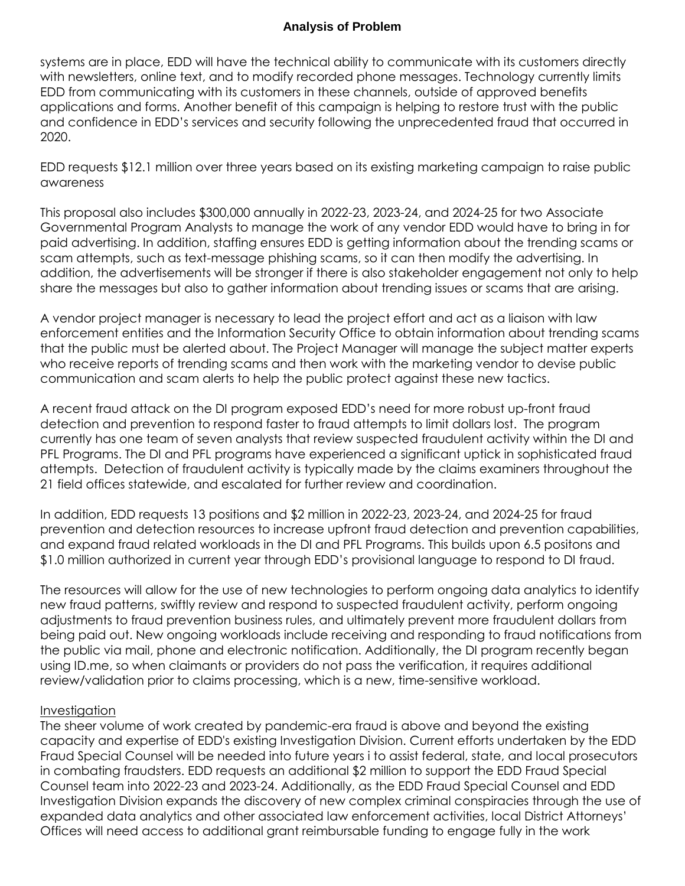**Analysis of Problem**

systems are in place, EDD will have the technical ability to communicate with its customers directly with newsletters, online text, and to modify recorded phone messages. Technology currently limits EDD from communicating with its customers in these channels, outside of approved benefits applications and forms. Another benefit of this campaign is helping to restore trust with the public and confidence in EDD's services and security following the unprecedented fraud that occurred in 2020.

EDD requests $12.1 million over three years based on its existing marketing campaign to raise public awareness

This proposal also includes $300,000 annually in 2022-23, 2023-24, and 2024-25 for two Associate Governmental Program Analysts to manage the work of any vendor EDD would have to bring in for paid advertising. In addition, staffing ensures EDD is getting information about the trending scams or scam attempts, such as text-message phishing scams, so it can then modify the advertising. In addition, the advertisements will be stronger if there is also stakeholder engagement not only to help share the messages but also to gather information about trending issues or scams that are arising.

A vendor project manager is necessary to lead the project effort and act as a liaison with law enforcement entities and the Information Security Office to obtain information about trending scams that the public must be alerted about. The Project Manager will manage the subject matter experts who receive reports of trending scams and then work with the marketing vendor to devise public communication and scam alerts to help the public protect against these new tactics.

A recent fraud attack on the DI program exposed EDD's need for more robust up-front fraud detection and prevention to respond faster to fraud attempts to limit dollars lost. The program currently has one team of seven analysts that review suspected fraudulent activity within the DI and PFL Programs. The DI and PFL programs have experienced a significant uptick in sophisticated fraud attempts. Detection of fraudulent activity is typically made by the claims examiners throughout the 21 field offices statewide, and escalated for further review and coordination.

In addition, EDD requests 13 positions and $2 million in 2022-23, 2023-24, and 2024-25 for fraud prevention and detection resources to increase upfront fraud detection and prevention capabilities, and expand fraud related workloads in the DI and PFL Programs. This builds upon 6.5 positons and $1.0 million authorized in current year through EDD's provisional language to respond to DI fraud.

The resources will allow for the use of new technologies to perform ongoing data analytics to identify new fraud patterns, swiftly review and respond to suspected fraudulent activity, perform ongoing adjustments to fraud prevention business rules, and ultimately prevent more fraudulent dollars from being paid out. New ongoing workloads include receiving and responding to fraud notifications from the public via mail, phone and electronic notification. Additionally, the DI program recently began using ID.me, so when claimants or providers do not pass the verification, it requires additional review/validation prior to claims processing, which is a new, time-sensitive workload.

<u>Investigation</u>
The sheer volume of work created by pandemic-era fraud is above and beyond the existing capacity and expertise of EDD's existing Investigation Division. Current efforts undertaken by the EDD Fraud Special Counsel will be needed into future years i to assist federal, state, and local prosecutors in combating fraudsters. EDD requests an additional $2 million to support the EDD Fraud Special Counsel team into 2022-23 and 2023-24. Additionally, as the EDD Fraud Special Counsel and EDD Investigation Division expands the discovery of new complex criminal conspiracies through the use of expanded data analytics and other associated law enforcement activities, local District Attorneys' Offices will need access to additional grant reimbursable funding to engage fully in the work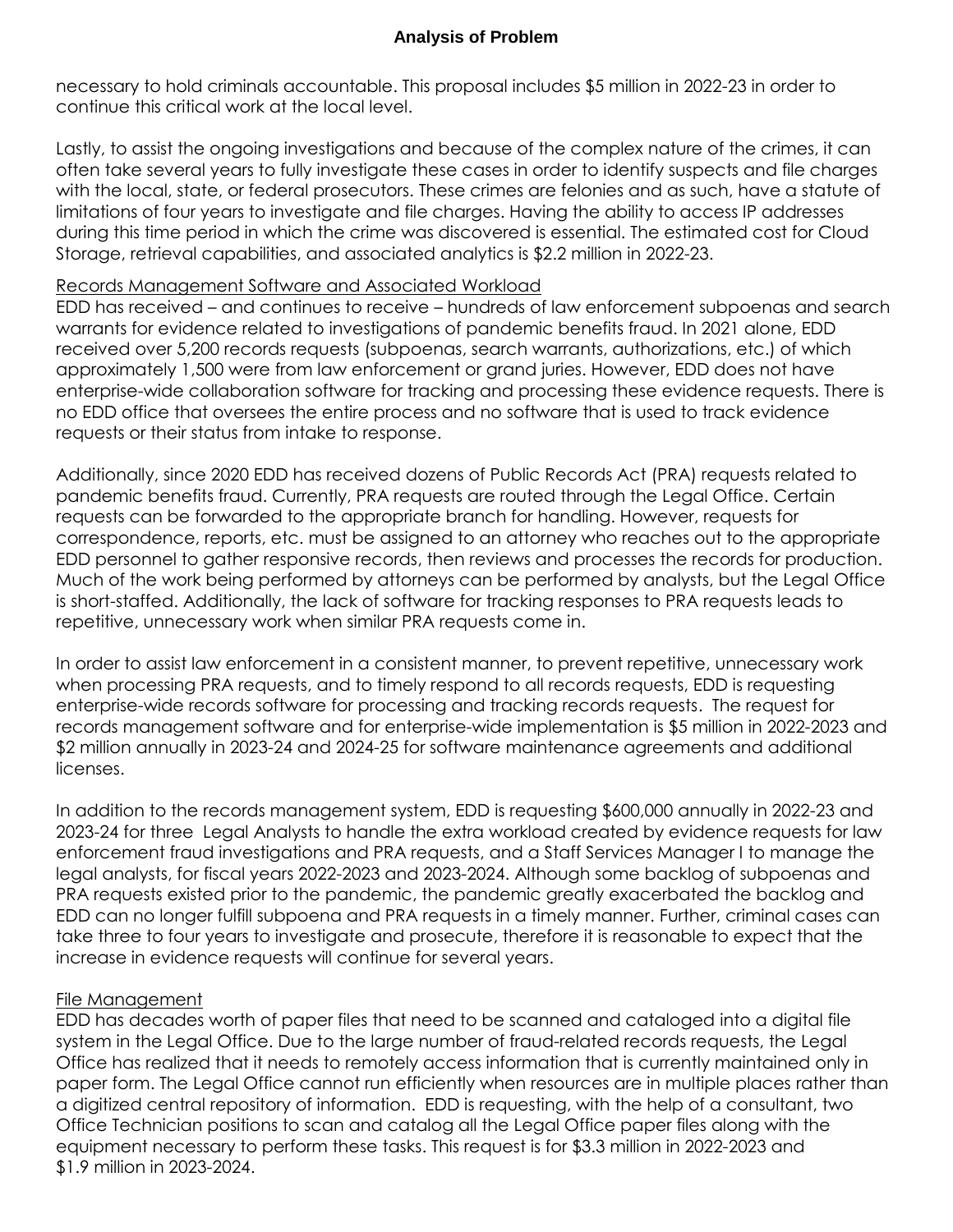necessary to hold criminals accountable. This proposal includes $5 million in 2022-23 in order to continue this critical work at the local level.

Lastly, to assist the ongoing investigations and because of the complex nature of the crimes, it can often take several years to fully investigate these cases in order to identify suspects and file charges with the local, state, or federal prosecutors. These crimes are felonies and as such, have a statute of limitations of four years to investigate and file charges. Having the ability to access IP addresses during this time period in which the crime was discovered is essential. The estimated cost for Cloud Storage, retrieval capabilities, and associated analytics is $2.2 million in 2022-23.

Records Management Software and Associated Workload

EDD has received – and continues to receive – hundreds of law enforcement subpoenas and search warrants for evidence related to investigations of pandemic benefits fraud. In 2021 alone, EDD received over 5,200 records requests (subpoenas, search warrants, authorizations, etc.) of which approximately 1,500 were from law enforcement or grand juries. However, EDD does not have enterprise-wide collaboration software for tracking and processing these evidence requests. There is no EDD office that oversees the entire process and no software that is used to track evidence requests or their status from intake to response.

Additionally, since 2020 EDD has received dozens of Public Records Act (PRA) requests related to pandemic benefits fraud. Currently, PRA requests are routed through the Legal Office. Certain requests can be forwarded to the appropriate branch for handling. However, requests for correspondence, reports, etc. must be assigned to an attorney who reaches out to the appropriate EDD personnel to gather responsive records, then reviews and processes the records for production. Much of the work being performed by attorneys can be performed by analysts, but the Legal Office is short-staffed. Additionally, the lack of software for tracking responses to PRA requests leads to repetitive, unnecessary work when similar PRA requests come in.

In order to assist law enforcement in a consistent manner, to prevent repetitive, unnecessary work when processing PRA requests, and to timely respond to all records requests, EDD is requesting enterprise-wide records software for processing and tracking records requests. The request for records management software and for enterprise-wide implementation is $5 million in 2022-2023 and $2 million annually in 2023-24 and 2024-25 for software maintenance agreements and additional licenses.

In addition to the records management system, EDD is requesting $600,000 annually in 2022-23 and 2023-24 for three Legal Analysts to handle the extra workload created by evidence requests for law enforcement fraud investigations and PRA requests, and a Staff Services Manager I to manage the legal analysts, for fiscal years 2022-2023 and 2023-2024. Although some backlog of subpoenas and PRA requests existed prior to the pandemic, the pandemic greatly exacerbated the backlog and EDD can no longer fulfill subpoena and PRA requests in a timely manner. Further, criminal cases can take three to four years to investigate and prosecute, therefore it is reasonable to expect that the increase in evidence requests will continue for several years.

File Management

EDD has decades worth of paper files that need to be scanned and cataloged into a digital file system in the Legal Office. Due to the large number of fraud-related records requests, the Legal Office has realized that it needs to remotely access information that is currently maintained only in paper form. The Legal Office cannot run efficiently when resources are in multiple places rather than a digitized central repository of information. EDD is requesting, with the help of a consultant, two Office Technician positions to scan and catalog all the Legal Office paper files along with the equipment necessary to perform these tasks. This request is for $3.3 million in 2022-2023 and $1.9 million in 2023-2024.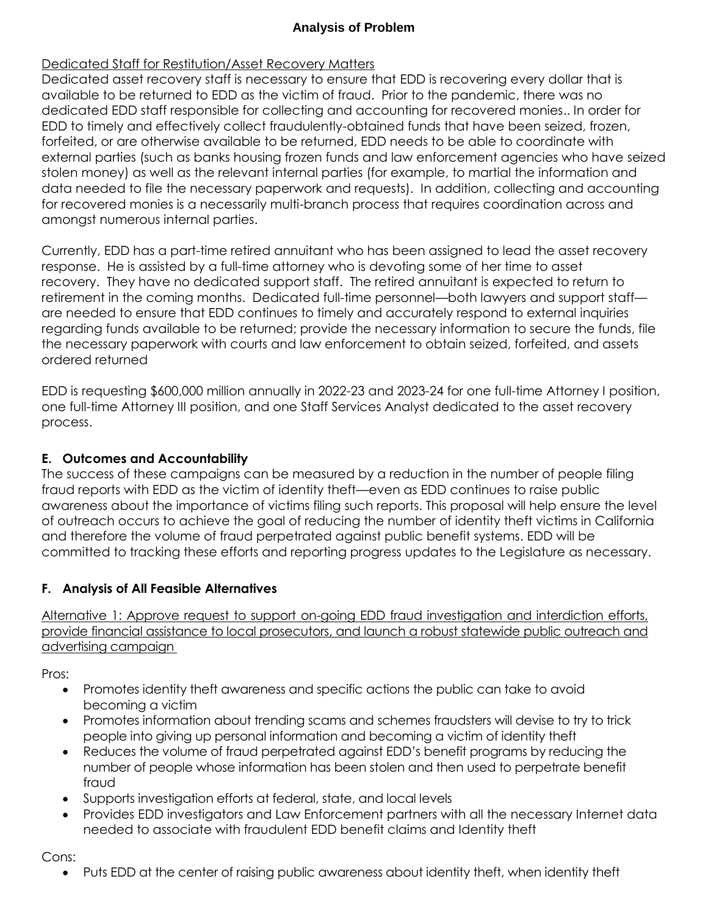**Analysis of Problem**

Dedicated Staff for Restitution/Asset Recovery Matters

Dedicated asset recovery staff is necessary to ensure that EDD is recovering every dollar that is available to be returned to EDD as the victim of fraud. Prior to the pandemic, there was no dedicated EDD staff responsible for collecting and accounting for recovered monies.. In order for EDD to timely and effectively collect fraudulently-obtained funds that have been seized, frozen, forfeited, or are otherwise available to be returned, EDD needs to be able to coordinate with external parties (such as banks housing frozen funds and law enforcement agencies who have seized stolen money) as well as the relevant internal parties (for example, to martial the information and data needed to file the necessary paperwork and requests). In addition, collecting and accounting for recovered monies is a necessarily multi-branch process that requires coordination across and amongst numerous internal parties.

Currently, EDD has a part-time retired annuitant who has been assigned to lead the asset recovery response. He is assisted by a full-time attorney who is devoting some of her time to asset recovery. They have no dedicated support staff. The retired annuitant is expected to return to retirement in the coming months. Dedicated full-time personnel—both lawyers and support staff—are needed to ensure that EDD continues to timely and accurately respond to external inquiries regarding funds available to be returned; provide the necessary information to secure the funds, file the necessary paperwork with courts and law enforcement to obtain seized, forfeited, and assets ordered returned

EDD is requesting $600,000 million annually in 2022-23 and 2023-24 for one full-time Attorney I position, one full-time Attorney III position, and one Staff Services Analyst dedicated to the asset recovery process.

## E. Outcomes and Accountability

The success of these campaigns can be measured by a reduction in the number of people filing fraud reports with EDD as the victim of identity theft—even as EDD continues to raise public awareness about the importance of victims filing such reports. This proposal will help ensure the level of outreach occurs to achieve the goal of reducing the number of identity theft victims in California and therefore the volume of fraud perpetrated against public benefit systems. EDD will be committed to tracking these efforts and reporting progress updates to the Legislature as necessary.

## F. Analysis of All Feasible Alternatives

Alternative 1: Approve request to support on-going EDD fraud investigation and interdiction efforts, provide financial assistance to local prosecutors, and launch a robust statewide public outreach and advertising campaign

Pros:

- Promotes identity theft awareness and specific actions the public can take to avoid becoming a victim
- Promotes information about trending scams and schemes fraudsters will devise to try to trick people into giving up personal information and becoming a victim of identity theft
- Reduces the volume of fraud perpetrated against EDD's benefit programs by reducing the number of people whose information has been stolen and then used to perpetrate benefit fraud
- Supports investigation efforts at federal, state, and local levels
- Provides EDD investigators and Law Enforcement partners with all the necessary Internet data needed to associate with fraudulent EDD benefit claims and Identity theft

Cons:

- Puts EDD at the center of raising public awareness about identity theft, when identity theft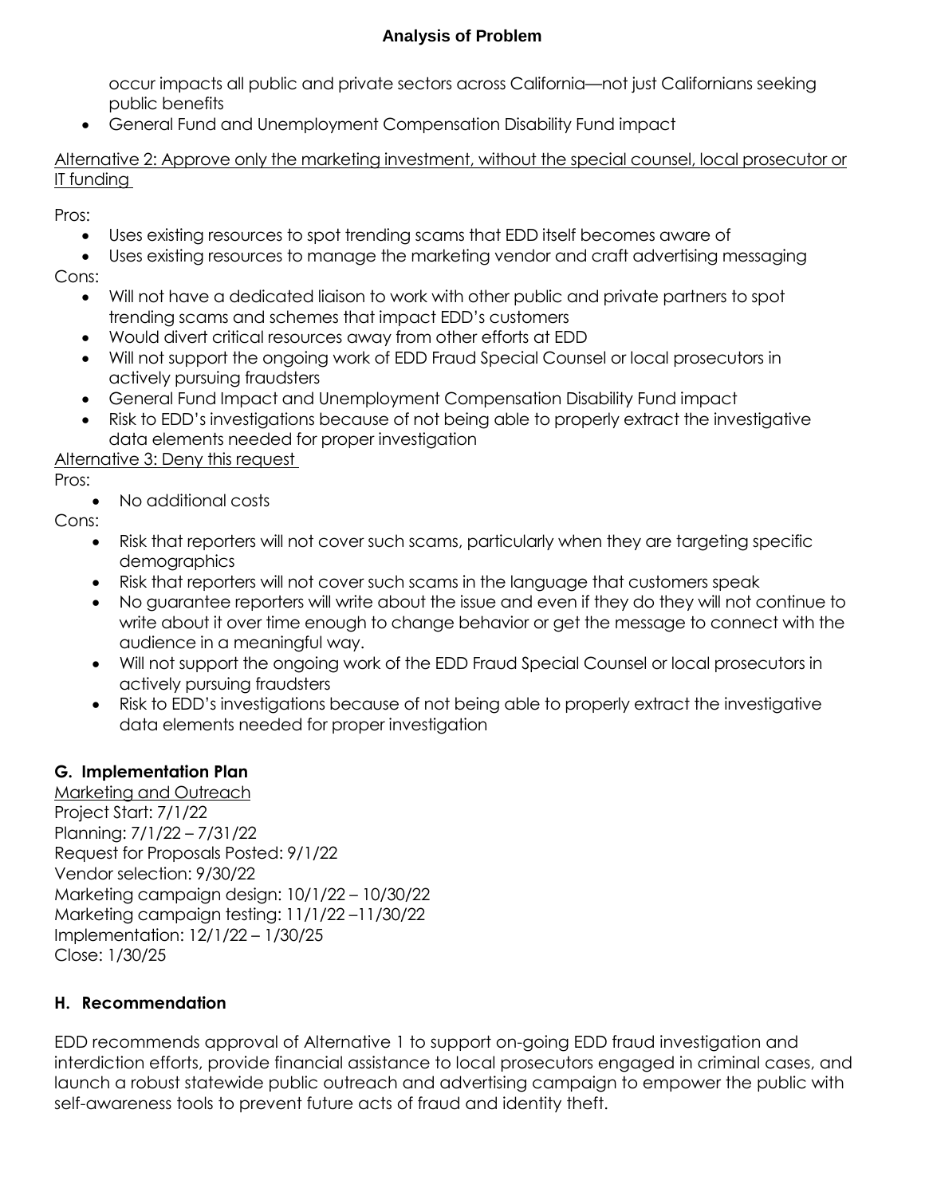occur impacts all public and private sectors across California—not just Californians seeking public benefits
- General Fund and Unemployment Compensation Disability Fund impact

Alternative 2: Approve only the marketing investment, without the special counsel, local prosecutor or IT funding

Pros:

- Uses existing resources to spot trending scams that EDD itself becomes aware of
- Uses existing resources to manage the marketing vendor and craft advertising messaging

Cons:

- Will not have a dedicated liaison to work with other public and private partners to spot trending scams and schemes that impact EDD's customers
- Would divert critical resources away from other efforts at EDD
- Will not support the ongoing work of EDD Fraud Special Counsel or local prosecutors in actively pursuing fraudsters
- General Fund Impact and Unemployment Compensation Disability Fund impact
- Risk to EDD's investigations because of not being able to properly extract the investigative data elements needed for proper investigation

Alternative 3: Deny this request

Pros:

- No additional costs

Cons:

- Risk that reporters will not cover such scams, particularly when they are targeting specific demographics
- Risk that reporters will not cover such scams in the language that customers speak
- No guarantee reporters will write about the issue and even if they do they will not continue to write about it over time enough to change behavior or get the message to connect with the audience in a meaningful way.
- Will not support the ongoing work of the EDD Fraud Special Counsel or local prosecutors in actively pursuing fraudsters
- Risk to EDD's investigations because of not being able to properly extract the investigative data elements needed for proper investigation

## G. Implementation Plan

Marketing and Outreach
Project Start: 7/1/22
Planning: 7/1/22 – 7/31/22
Request for Proposals Posted: 9/1/22
Vendor selection: 9/30/22
Marketing campaign design: 10/1/22 – 10/30/22
Marketing campaign testing: 11/1/22 –11/30/22
Implementation: 12/1/22 – 1/30/25
Close: 1/30/25

## H. Recommendation

EDD recommends approval of Alternative 1 to support on-going EDD fraud investigation and interdiction efforts, provide financial assistance to local prosecutors engaged in criminal cases, and launch a robust statewide public outreach and advertising campaign to empower the public with self-awareness tools to prevent future acts of fraud and identity theft.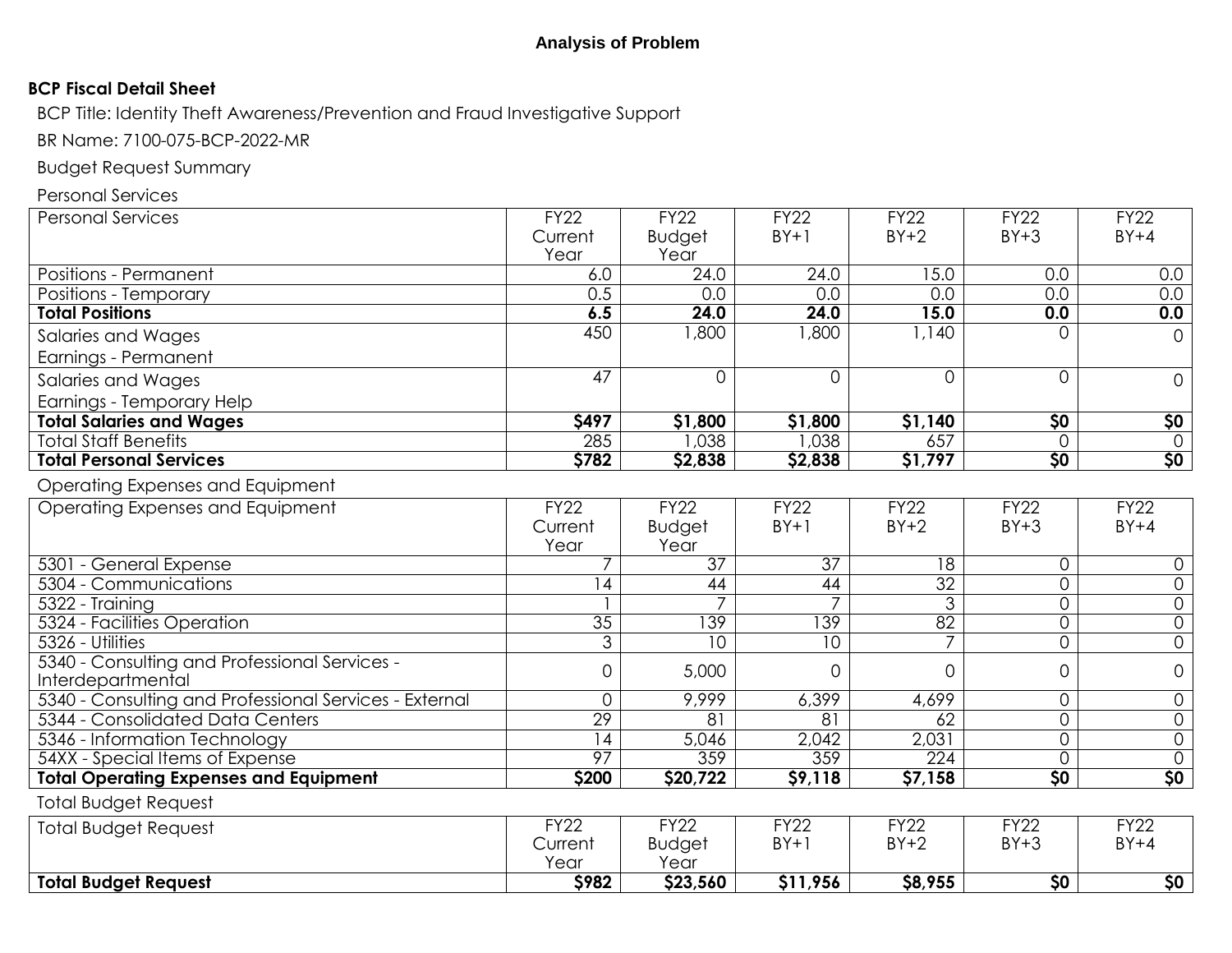# Analysis of Problem

## BCP Fiscal Detail Sheet

BCP Title: Identity Theft Awareness/Prevention and Fraud Investigative Support

BR Name: 7100-075-BCP-2022-MR

Budget Request Summary

Personal Services

| Personal Services | FY22 Current Year | FY22 Budget Year | FY22 BY+1 | FY22 BY+2 | FY22 BY+3 | FY22 BY+4 |
|---|---|---|---|---|---|---|
| Positions - Permanent | 6.0 | 24.0 | 24.0 | 15.0 | 0.0 | 0.0 |
| Positions - Temporary | 0.5 | 0.0 | 0.0 | 0.0 | 0.0 | 0.0 |
| **Total Positions** | **6.5** | **24.0** | **24.0** | **15.0** | **0.0** | **0.0** |
| Salaries and Wages Earnings - Permanent | 450 | 1,800 | 1,800 | 1,140 | 0 | 0 |
| Salaries and Wages Earnings - Temporary Help | 47 | 0 | 0 | 0 | 0 | 0 |
| **Total Salaries and Wages** | **$497** | **$1,800** | **$1,800** | **$1,140** | **$0** | **$0** |
| Total Staff Benefits | 285 | 1,038 | 1,038 | 657 | 0 | 0 |
| **Total Personal Services** | **$782** | **$2,838** | **$2,838** | **$1,797** | **$0** | **$0** |

Operating Expenses and Equipment

| Operating Expenses and Equipment | FY22 Current Year | FY22 Budget Year | FY22 BY+1 | FY22 BY+2 | FY22 BY+3 | FY22 BY+4 |
|---|---|---|---|---|---|---|
| 5301 - General Expense | 7 | 37 | 37 | 18 | 0 | 0 |
| 5304 - Communications | 14 | 44 | 44 | 32 | 0 | 0 |
| 5322 - Training | 1 | 7 | 7 | 3 | 0 | 0 |
| 5324 - Facilities Operation | 35 | 139 | 139 | 82 | 0 | 0 |
| 5326 - Utilities | 3 | 10 | 10 | 7 | 0 | 0 |
| 5340 - Consulting and Professional Services - Interdepartmental | 0 | 5,000 | 0 | 0 | 0 | 0 |
| 5340 - Consulting and Professional Services - External | 0 | 9,999 | 6,399 | 4,699 | 0 | 0 |
| 5344 - Consolidated Data Centers | 29 | 81 | 81 | 62 | 0 | 0 |
| 5346 - Information Technology | 14 | 5,046 | 2,042 | 2,031 | 0 | 0 |
| 54XX - Special Items of Expense | 97 | 359 | 359 | 224 | 0 | 0 |
| **Total Operating Expenses and Equipment** | **$200** | **$20,722** | **$9,118** | **$7,158** | **$0** | **$0** |

Total Budget Request

| Total Budget Request | FY22 Current Year | FY22 Budget Year | FY22 BY+1 | FY22 BY+2 | FY22 BY+3 | FY22 BY+4 |
|---|---|---|---|---|---|---|
| **Total Budget Request** | **$982** | **$23,560** | **$11,956** | **$8,955** | **$0** | **$0** |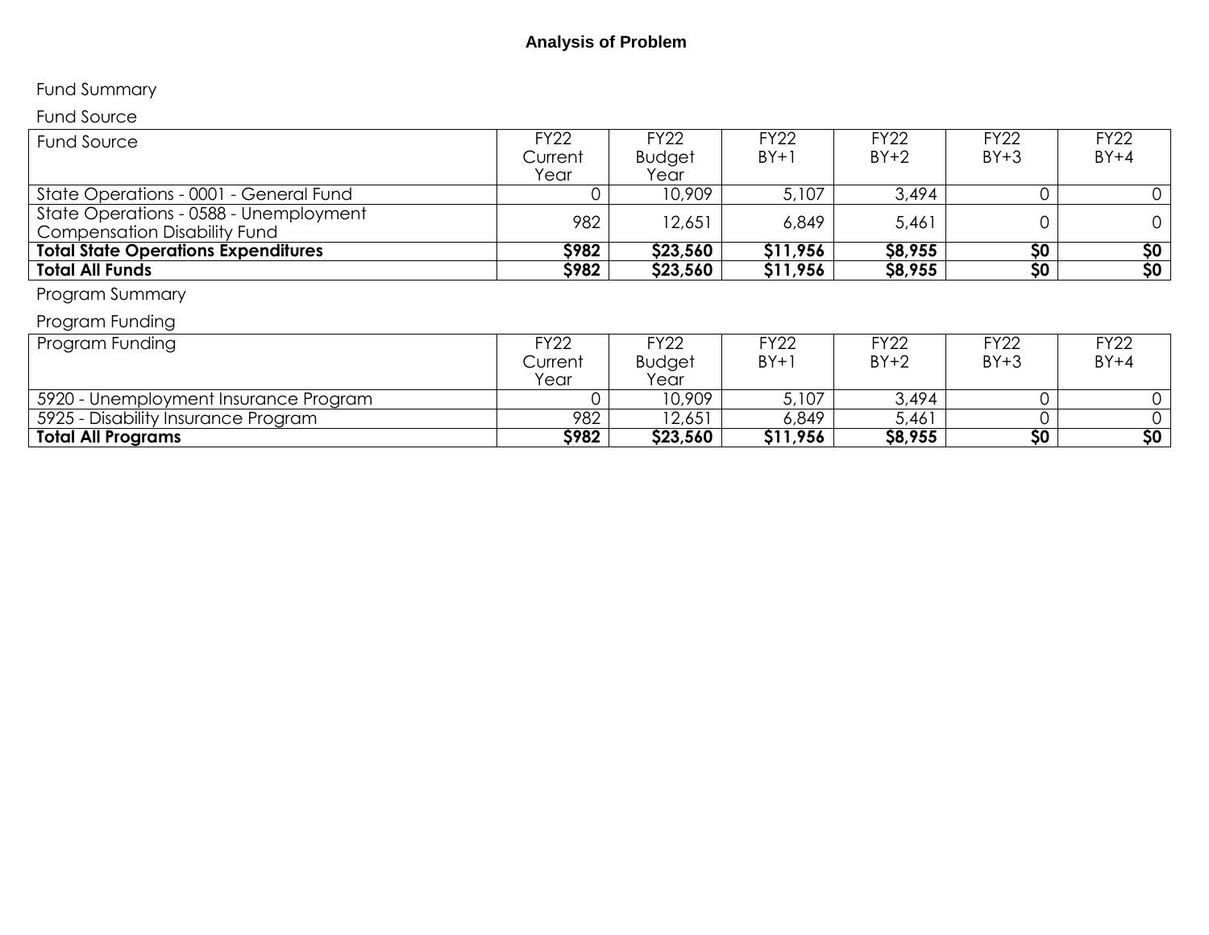## Analysis of Problem

Fund Summary

Fund Source

| Fund Source | FY22 Current Year | FY22 Budget Year | FY22 BY+1 | FY22 BY+2 | FY22 BY+3 | FY22 BY+4 |
|---|---|---|---|---|---|---|
| State Operations - 0001 - General Fund | 0 | 10,909 | 5,107 | 3,494 | 0 | 0 |
| State Operations - 0588 - Unemployment Compensation Disability Fund | 982 | 12,651 | 6,849 | 5,461 | 0 | 0 |
| **Total State Operations Expenditures** | **$982** | **$23,560** | **$11,956** | **$8,955** | **$0** | **$0** |
| **Total All Funds** | **$982** | **$23,560** | **$11,956** | **$8,955** | **$0** | **$0** |

Program Summary

Program Funding

| Program Funding | FY22 Current Year | FY22 Budget Year | FY22 BY+1 | FY22 BY+2 | FY22 BY+3 | FY22 BY+4 |
|---|---|---|---|---|---|---|
| 5920 - Unemployment Insurance Program | 0 | 10,909 | 5,107 | 3,494 | 0 | 0 |
| 5925 - Disability Insurance Program | 982 | 12,651 | 6,849 | 5,461 | 0 | 0 |
| **Total All Programs** | **$982** | **$23,560** | **$11,956** | **$8,955** | **$0** | **$0** |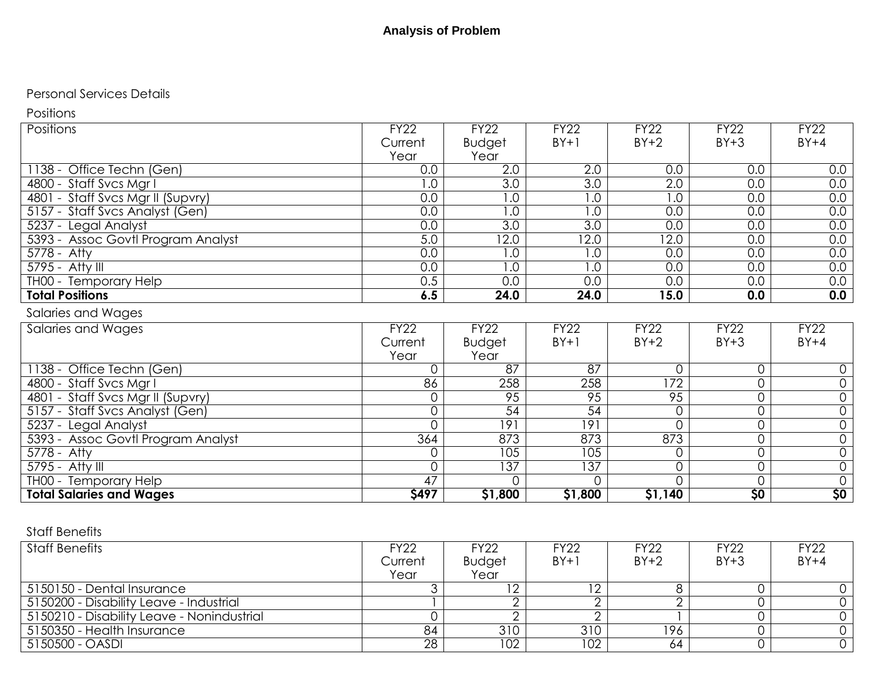**Analysis of Problem**

Personal Services Details

Positions

| Positions | FY22 Current Year | FY22 Budget Year | FY22 BY+1 | FY22 BY+2 | FY22 BY+3 | FY22 BY+4 |
|---|---|---|---|---|---|---|
| 1138 - Office Techn (Gen) | 0.0 | 2.0 | 2.0 | 0.0 | 0.0 | 0.0 |
| 4800 - Staff Svcs Mgr I | 1.0 | 3.0 | 3.0 | 2.0 | 0.0 | 0.0 |
| 4801 - Staff Svcs Mgr II (Supvry) | 0.0 | 1.0 | 1.0 | 1.0 | 0.0 | 0.0 |
| 5157 - Staff Svcs Analyst (Gen) | 0.0 | 1.0 | 1.0 | 0.0 | 0.0 | 0.0 |
| 5237 - Legal Analyst | 0.0 | 3.0 | 3.0 | 0.0 | 0.0 | 0.0 |
| 5393 - Assoc Govtl Program Analyst | 5.0 | 12.0 | 12.0 | 12.0 | 0.0 | 0.0 |
| 5778 - Atty | 0.0 | 1.0 | 1.0 | 0.0 | 0.0 | 0.0 |
| 5795 - Atty III | 0.0 | 1.0 | 1.0 | 0.0 | 0.0 | 0.0 |
| TH00 - Temporary Help | 0.5 | 0.0 | 0.0 | 0.0 | 0.0 | 0.0 |
| **Total Positions** | **6.5** | **24.0** | **24.0** | **15.0** | **0.0** | **0.0** |

Salaries and Wages

| Salaries and Wages | FY22 Current Year | FY22 Budget Year | FY22 BY+1 | FY22 BY+2 | FY22 BY+3 | FY22 BY+4 |
|---|---|---|---|---|---|---|
| 1138 - Office Techn (Gen) | 0 | 87 | 87 | 0 | 0 | 0 |
| 4800 - Staff Svcs Mgr I | 86 | 258 | 258 | 172 | 0 | 0 |
| 4801 - Staff Svcs Mgr II (Supvry) | 0 | 95 | 95 | 95 | 0 | 0 |
| 5157 - Staff Svcs Analyst (Gen) | 0 | 54 | 54 | 0 | 0 | 0 |
| 5237 - Legal Analyst | 0 | 191 | 191 | 0 | 0 | 0 |
| 5393 - Assoc Govtl Program Analyst | 364 | 873 | 873 | 873 | 0 | 0 |
| 5778 - Atty | 0 | 105 | 105 | 0 | 0 | 0 |
| 5795 - Atty III | 0 | 137 | 137 | 0 | 0 | 0 |
| TH00 - Temporary Help | 47 | 0 | 0 | 0 | 0 | 0 |
| **Total Salaries and Wages** | **$497** | **$1,800** | **$1,800** | **$1,140** | **$0** | **$0** |

Staff Benefits

| Staff Benefits | FY22 Current Year | FY22 Budget Year | FY22 BY+1 | FY22 BY+2 | FY22 BY+3 | FY22 BY+4 |
|---|---|---|---|---|---|---|
| 5150150 - Dental Insurance | 3 | 12 | 12 | 8 | 0 | 0 |
| 5150200 - Disability Leave - Industrial | 1 | 2 | 2 | 2 | 0 | 0 |
| 5150210 - Disability Leave - Nonindustrial | 0 | 2 | 2 | 1 | 0 | 0 |
| 5150350 - Health Insurance | 84 | 310 | 310 | 196 | 0 | 0 |
| 5150500 - OASDI | 28 | 102 | 102 | 64 | 0 | 0 |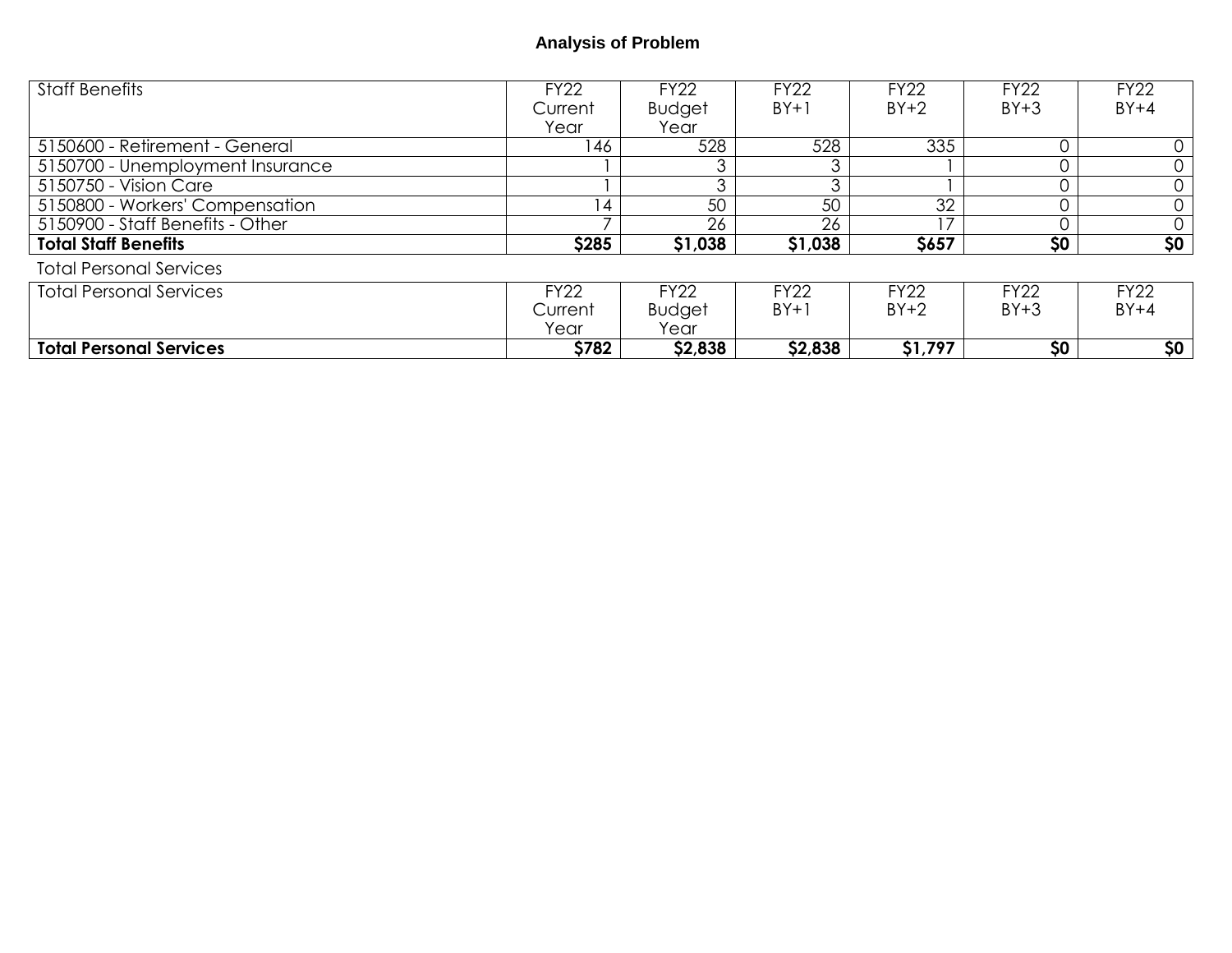### Analysis of Problem

| Staff Benefits | FY22 Current Year | FY22 Budget Year | FY22 BY+1 | FY22 BY+2 | FY22 BY+3 | FY22 BY+4 |
|---|---|---|---|---|---|---|
| 5150600 - Retirement - General | 146 | 528 | 528 | 335 | 0 | 0 |
| 5150700 - Unemployment Insurance | 1 | 3 | 3 | 1 | 0 | 0 |
| 5150750 - Vision Care | 1 | 3 | 3 | 1 | 0 | 0 |
| 5150800 - Workers' Compensation | 14 | 50 | 50 | 32 | 0 | 0 |
| 5150900 - Staff Benefits - Other | 7 | 26 | 26 | 17 | 0 | 0 |
| **Total Staff Benefits** | **$285** | **$1,038** | **$1,038** | **$657** | **$0** | **$0** |

Total Personal Services

| Total Personal Services | FY22 Current Year | FY22 Budget Year | FY22 BY+1 | FY22 BY+2 | FY22 BY+3 | FY22 BY+4 |
|---|---|---|---|---|---|---|
| **Total Personal Services** | **$782** | **$2,838** | **$2,838** | **$1,797** | **$0** | **$0** |